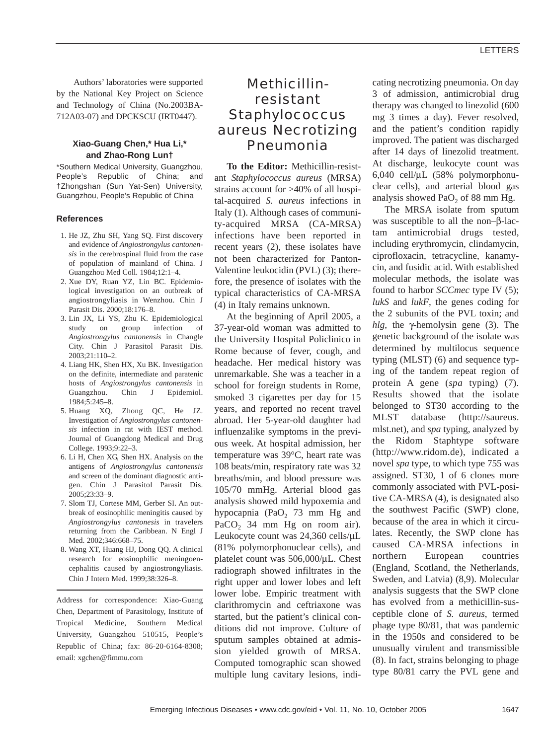Authors' laboratories were supported by the National Key Project on Science and Technology of China (No.2003BA-712A03-07) and DPCKSCU (IRT0447).

**Xiao-Guang Chen,\* Hua Li,\* and Zhao-Rong Lun†**

\*Southern Medical University, Guangzhou, People's Republic of China; and †Zhongshan (Sun Yat-Sen) University, Guangzhou, People's Republic of China

### References

1. He JZ, Zhu SH, Yang SQ. First discovery and evidence of *Angiostrongylus cantonensis* in the cerebrospinal fluid from the case of population of mainland of China. J Guangzhou Med Coll. 1984;12:1–4.
2. Xue DY, Ruan YZ, Lin BC. Epidemiological investigation on an outbreak of angiostrongyliasis in Wenzhou. Chin J Parasit Dis. 2000;18:176–8.
3. Lin JX, Li YS, Zhu K. Epidemiological study on group infection of *Angiostrongylus cantonensis* in Changle City. Chin J Parasitol Parasit Dis. 2003;21:110–2.
4. Liang HK, Shen HX, Xu BK. Investigation on the definite, intermediate and paratenic hosts of *Angiostrongylus cantonensis* in Guangzhou. Chin J Epidemiol. 1984;5:245–8.
5. Huang XQ, Zhong QC, He JZ. Investigation of *Angiostrongylus cantonensis* infection in rat with IEST method. Journal of Guangdong Medical and Drug College. 1993;9:22–3.
6. Li H, Chen XG, Shen HX. Analysis on the antigens of *Angiostrongylus cantonensis* and screen of the dominant diagnostic antigen. Chin J Parasitol Parasit Dis. 2005;23:33–9.
7. Slom TJ, Cortese MM, Gerber SI. An outbreak of eosinophilic meningitis caused by *Angiostrongylus cantonesis* in travelers returning from the Caribbean. N Engl J Med. 2002;346:668–75.
8. Wang XT, Huang HJ, Dong QQ. A clinical research for eosinophilic meningoencephalitis caused by angiostrongyliasis. Chin J Intern Med. 1999;38:326–8.

Address for correspondence: Xiao-Guang Chen, Department of Parasitology, Institute of Tropical Medicine, Southern Medical University, Guangzhou 510515, People's Republic of China; fax: 86-20-6164-8308; email: xgchen@fimmu.com

# Methicillin-resistant Staphylococcus aureus Necrotizing Pneumonia

**To the Editor:** Methicillin-resistant *Staphylococcus aureus* (MRSA) strains account for >40% of all hospital-acquired *S. aureus* infections in Italy (1). Although cases of community-acquired MRSA (CA-MRSA) infections have been reported in recent years (2), these isolates have not been characterized for Panton-Valentine leukocidin (PVL) (3); therefore, the presence of isolates with the typical characteristics of CA-MRSA (4) in Italy remains unknown.

At the beginning of April 2005, a 37-year-old woman was admitted to the University Hospital Policlinico in Rome because of fever, cough, and headache. Her medical history was unremarkable. She was a teacher in a school for foreign students in Rome, smoked 3 cigarettes per day for 15 years, and reported no recent travel abroad. Her 5-year-old daughter had influenzalike symptoms in the previous week. At hospital admission, her temperature was 39°C, heart rate was 108 beats/min, respiratory rate was 32 breaths/min, and blood pressure was 105/70 mmHg. Arterial blood gas analysis showed mild hypoxemia and hypocapnia ($PaO_2$ 73 mm Hg and $PaCO_2$ 34 mm Hg on room air). Leukocyte count was 24,360 cells/μL (81% polymorphonuclear cells), and platelet count was 506,000/μL. Chest radiograph showed infiltrates in the right upper and lower lobes and left lower lobe. Empiric treatment with clarithromycin and ceftriaxone was started, but the patient's clinical conditions did not improve. Culture of sputum samples obtained at admission yielded growth of MRSA. Computed tomographic scan showed multiple lung cavitary lesions, indicating necrotizing pneumonia. On day 3 of admission, antimicrobial drug therapy was changed to linezolid (600 mg 3 times a day). Fever resolved, and the patient's condition rapidly improved. The patient was discharged after 14 days of linezolid treatment. At discharge, leukocyte count was 6,040 cell/μL (58% polymorphonuclear cells), and arterial blood gas analysis showed $PaO_2$ of 88 mm Hg.

The MRSA isolate from sputum was susceptible to all the non–β-lactam antimicrobial drugs tested, including erythromycin, clindamycin, ciprofloxacin, tetracycline, kanamycin, and fusidic acid. With established molecular methods, the isolate was found to harbor *SCCmec* type IV (5); *lukS* and *lukF*, the genes coding for the 2 subunits of the PVL toxin; and *hlg*, the γ-hemolysin gene (3). The genetic background of the isolate was determined by multilocus sequence typing (MLST) (6) and sequence typing of the tandem repeat region of protein A gene (*spa* typing) (7). Results showed that the isolate belonged to ST30 according to the MLST database (http://saureus.mlst.net), and *spa* typing, analyzed by the Ridom Staphtype software (http://www.ridom.de), indicated a novel *spa* type, to which type 755 was assigned. ST30, 1 of 6 clones more commonly associated with PVL-positive CA-MRSA (4), is designated also the southwest Pacific (SWP) clone, because of the area in which it circulates. Recently, the SWP clone has caused CA-MRSA infections in northern European countries (England, Scotland, the Netherlands, Sweden, and Latvia) (8,9). Molecular analysis suggests that the SWP clone has evolved from a methicillin-susceptible clone of *S. aureus*, termed phage type 80/81, that was pandemic in the 1950s and considered to be unusually virulent and transmissible (8). In fact, strains belonging to phage type 80/81 carry the PVL gene and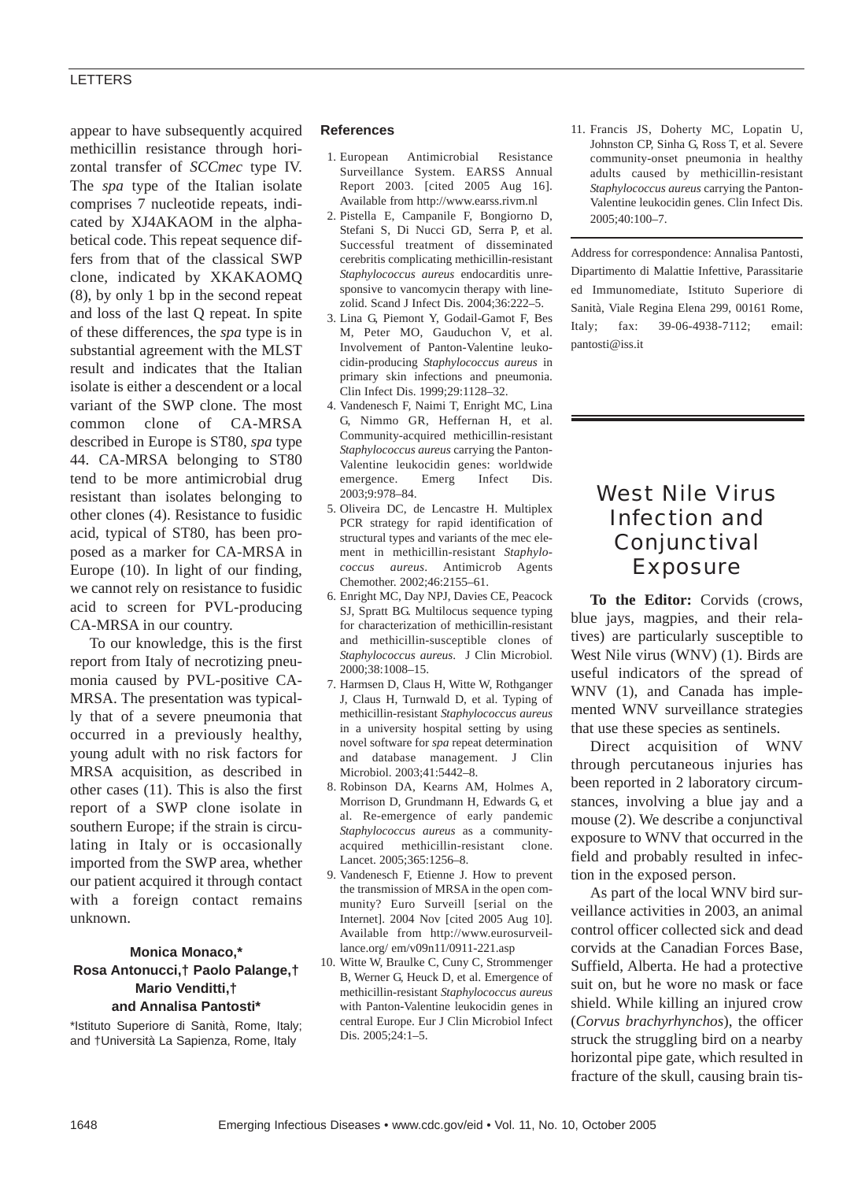appear to have subsequently acquired methicillin resistance through horizontal transfer of *SCCmec* type IV. The *spa* type of the Italian isolate comprises 7 nucleotide repeats, indicated by XJ4AKAOM in the alphabetical code. This repeat sequence differs from that of the classical SWP clone, indicated by XKAKAOMQ (8), by only 1 bp in the second repeat and loss of the last Q repeat. In spite of these differences, the *spa* type is in substantial agreement with the MLST result and indicates that the Italian isolate is either a descendent or a local variant of the SWP clone. The most common clone of CA-MRSA described in Europe is ST80, *spa* type 44. CA-MRSA belonging to ST80 tend to be more antimicrobial drug resistant than isolates belonging to other clones (4). Resistance to fusidic acid, typical of ST80, has been proposed as a marker for CA-MRSA in Europe (10). In light of our finding, we cannot rely on resistance to fusidic acid to screen for PVL-producing CA-MRSA in our country.

To our knowledge, this is the first report from Italy of necrotizing pneumonia caused by PVL-positive CA-MRSA. The presentation was typically that of a severe pneumonia that occurred in a previously healthy, young adult with no risk factors for MRSA acquisition, as described in other cases (11). This is also the first report of a SWP clone isolate in southern Europe; if the strain is circulating in Italy or is occasionally imported from the SWP area, whether our patient acquired it through contact with a foreign contact remains unknown.

**Monica Monaco,\* Rosa Antonucci,† Paolo Palange,† Mario Venditti,† and Annalisa Pantosti\***

\*Istituto Superiore di Sanità, Rome, Italy; and †Università La Sapienza, Rome, Italy

### References

1. European Antimicrobial Resistance Surveillance System. EARSS Annual Report 2003. [cited 2005 Aug 16]. Available from http://www.earss.rivm.nl
2. Pistella E, Campanile F, Bongiorno D, Stefani S, Di Nucci GD, Serra P, et al. Successful treatment of disseminated cerebritis complicating methicillin-resistant *Staphylococcus aureus* endocarditis unresponsive to vancomycin therapy with linezolid. Scand J Infect Dis. 2004;36:222–5.
3. Lina G, Piemont Y, Godail-Gamot F, Bes M, Peter MO, Gauduchon V, et al. Involvement of Panton-Valentine leukocidin-producing *Staphylococcus aureus* in primary skin infections and pneumonia. Clin Infect Dis. 1999;29:1128–32.
4. Vandenesch F, Naimi T, Enright MC, Lina G, Nimmo GR, Heffernan H, et al. Community-acquired methicillin-resistant *Staphylococcus aureus* carrying the Panton-Valentine leukocidin genes: worldwide emergence. Emerg Infect Dis. 2003;9:978–84.
5. Oliveira DC, de Lencastre H. Multiplex PCR strategy for rapid identification of structural types and variants of the mec element in methicillin-resistant *Staphylococcus aureus*. Antimicrob Agents Chemother. 2002;46:2155–61.
6. Enright MC, Day NPJ, Davies CE, Peacock SJ, Spratt BG. Multilocus sequence typing for characterization of methicillin-resistant and methicillin-susceptible clones of *Staphylococcus aureus*. J Clin Microbiol. 2000;38:1008–15.
7. Harmsen D, Claus H, Witte W, Rothganger J, Claus H, Turnwald D, et al. Typing of methicillin-resistant *Staphylococcus aureus* in a university hospital setting by using novel software for *spa* repeat determination and database management. J Clin Microbiol. 2003;41:5442–8.
8. Robinson DA, Kearns AM, Holmes A, Morrison D, Grundmann H, Edwards G, et al. Re-emergence of early pandemic *Staphylococcus aureus* as a community-acquired methicillin-resistant clone. Lancet. 2005;365:1256–8.
9. Vandenesch F, Etienne J. How to prevent the transmission of MRSA in the open community? Euro Surveill [serial on the Internet]. 2004 Nov [cited 2005 Aug 10]. Available from http://www.eurosurveillance.org/ em/v09n11/0911-221.asp
10. Witte W, Braulke C, Cuny C, Strommenger B, Werner G, Heuck D, et al. Emergence of methicillin-resistant *Staphylococcus aureus* with Panton-Valentine leukocidin genes in central Europe. Eur J Clin Microbiol Infect Dis. 2005;24:1–5.
11. Francis JS, Doherty MC, Lopatin U, Johnston CP, Sinha G, Ross T, et al. Severe community-onset pneumonia in healthy adults caused by methicillin-resistant *Staphylococcus aureus* carrying the Panton-Valentine leukocidin genes. Clin Infect Dis. 2005;40:100–7.

Address for correspondence: Annalisa Pantosti, Dipartimento di Malattie Infettive, Parassitarie ed Immunomediate, Istituto Superiore di Sanità, Viale Regina Elena 299, 00161 Rome, Italy; fax: 39-06-4938-7112; email: pantosti@iss.it

# West Nile Virus Infection and Conjunctival Exposure

**To the Editor:** Corvids (crows, blue jays, magpies, and their relatives) are particularly susceptible to West Nile virus (WNV) (1). Birds are useful indicators of the spread of WNV (1), and Canada has implemented WNV surveillance strategies that use these species as sentinels.

Direct acquisition of WNV through percutaneous injuries has been reported in 2 laboratory circumstances, involving a blue jay and a mouse (2). We describe a conjunctival exposure to WNV that occurred in the field and probably resulted in infection in the exposed person.

As part of the local WNV bird surveillance activities in 2003, an animal control officer collected sick and dead corvids at the Canadian Forces Base, Suffield, Alberta. He had a protective suit on, but he wore no mask or face shield. While killing an injured crow (*Corvus brachyrhynchos*), the officer struck the struggling bird on a nearby horizontal pipe gate, which resulted in fracture of the skull, causing brain tis-